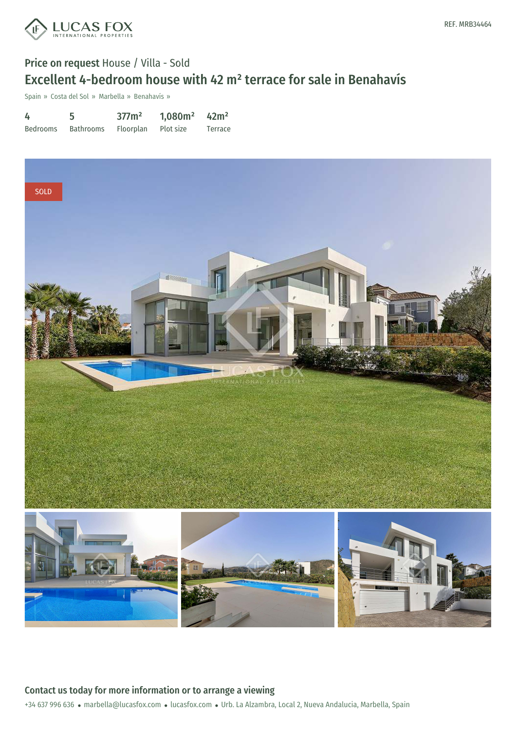REF. MRB34464

**Price on request** House / Villa - Sold

# Excellent 4-bedroom house with 42 m² terrace for sale in Benahavís

Spain » Costa del Sol » Marbella » Benahavís »

| 4 | 5 | 377m² | 1,080m² | 42m² |
|---|---|---|---|---|
| Bedrooms | Bathrooms | Floorplan | Plot size | Terrace |

SOLD

## Contact us today for more information or to arrange a viewing

+34 637 996 636 • marbella@lucasfox.com • lucasfox.com • Urb. La Alzambra, Local 2, Nueva Andalucia, Marbella, Spain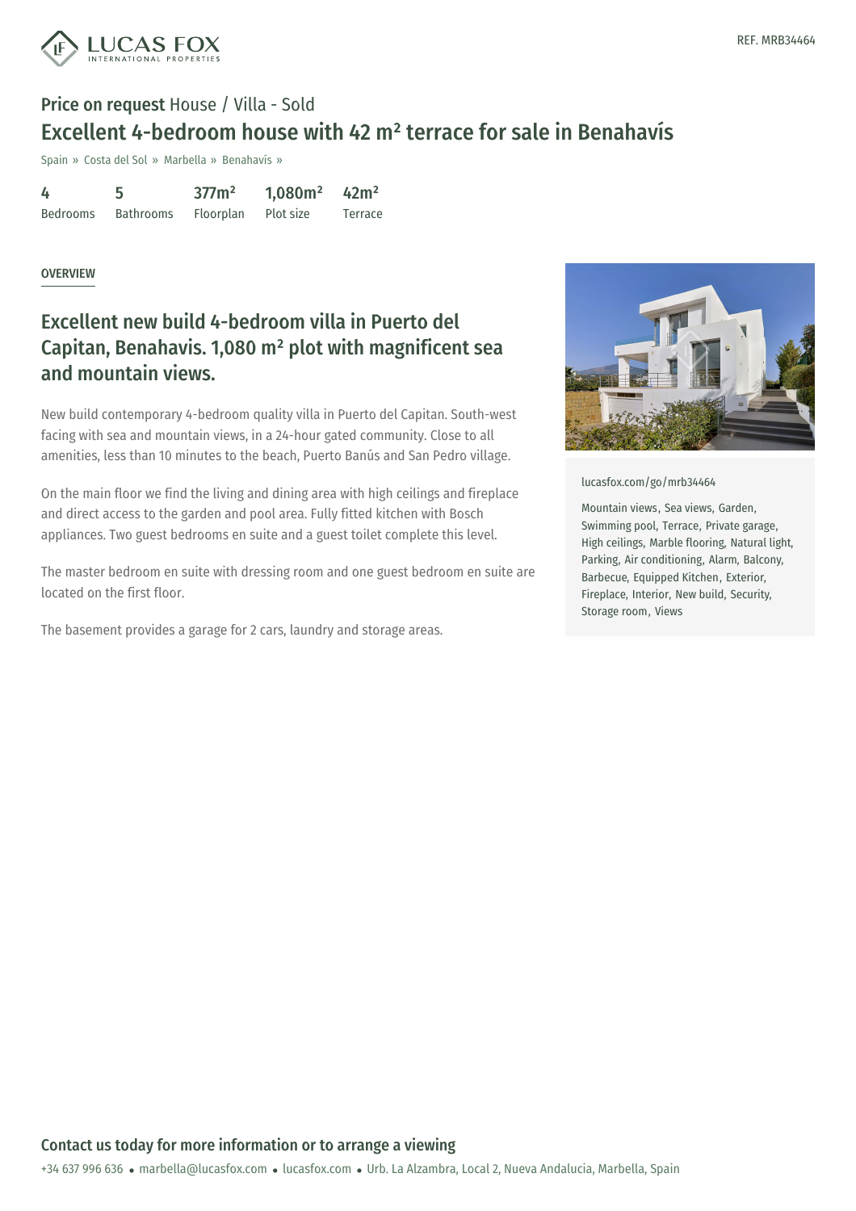REF. MRB34464

**Price on request** House / Villa - Sold

# Excellent 4-bedroom house with 42 m² terrace for sale in Benahavís

Spain » Costa del Sol » Marbella » Benahavís »

| 4 | 5 | 377m² | 1,080m² | 42m² |
|---|---|---|---|---|
| Bedrooms | Bathrooms | Floorplan | Plot size | Terrace |

## OVERVIEW

## Excellent new build 4-bedroom villa in Puerto del Capitan, Benahavis. 1,080 m² plot with magnificent sea and mountain views.

New build contemporary 4-bedroom quality villa in Puerto del Capitan. South-west facing with sea and mountain views, in a 24-hour gated community. Close to all amenities, less than 10 minutes to the beach, Puerto Banús and San Pedro village.

On the main floor we find the living and dining area with high ceilings and fireplace and direct access to the garden and pool area. Fully fitted kitchen with Bosch appliances. Two guest bedrooms en suite and a guest toilet complete this level.

The master bedroom en suite with dressing room and one guest bedroom en suite are located on the first floor.

The basement provides a garage for 2 cars, laundry and storage areas.

lucasfox.com/go/mrb34464

Mountain views, Sea views, Garden, Swimming pool, Terrace, Private garage, High ceilings, Marble flooring, Natural light, Parking, Air conditioning, Alarm, Balcony, Barbecue, Equipped Kitchen, Exterior, Fireplace, Interior, New build, Security, Storage room, Views

**Contact us today for more information or to arrange a viewing**

+34 637 996 636 • marbella@lucasfox.com • lucasfox.com • Urb. La Alzambra, Local 2, Nueva Andalucia, Marbella, Spain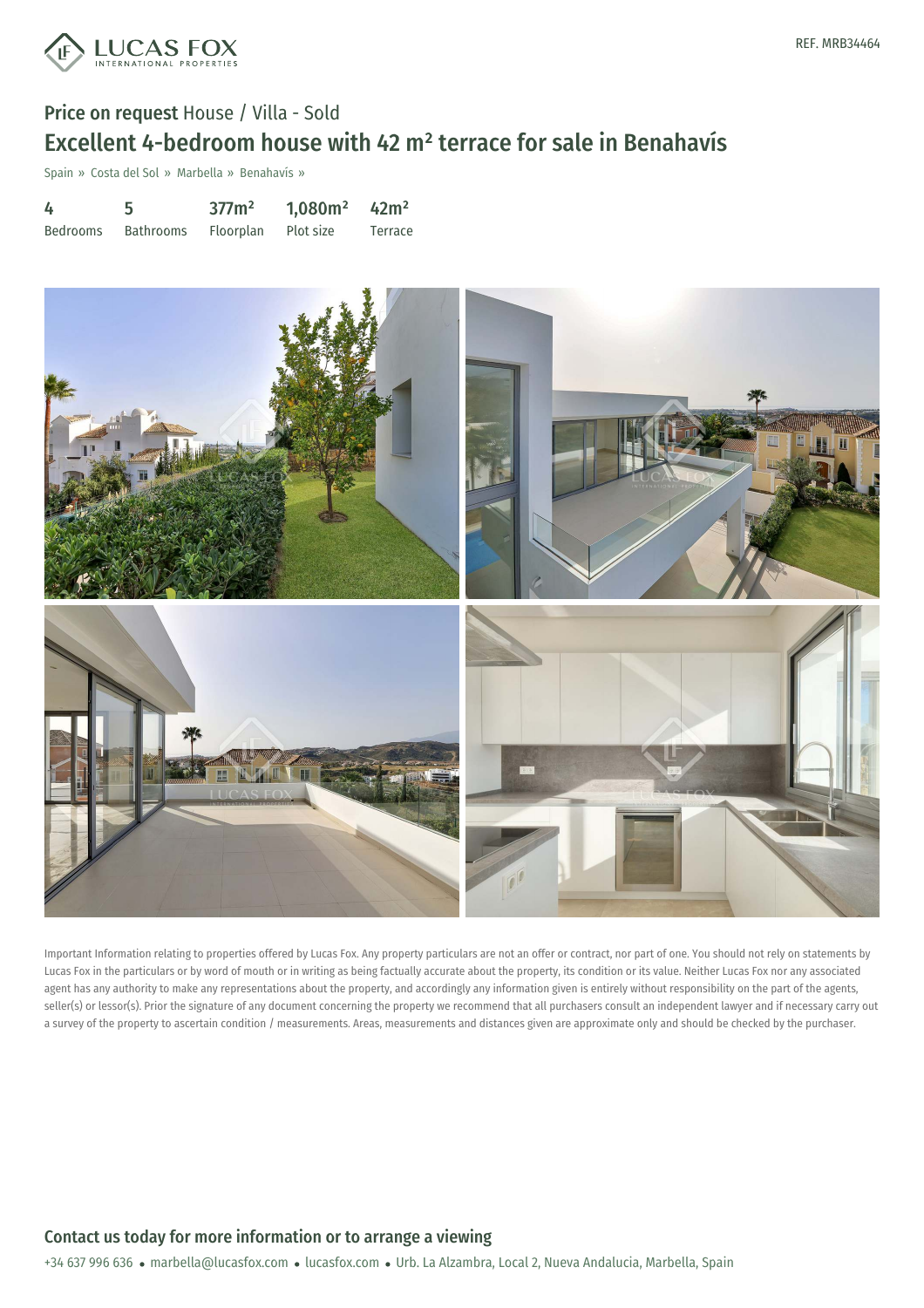REF. MRB34464

**Price on request** House / Villa - Sold

# Excellent 4-bedroom house with 42 m² terrace for sale in Benahavís

Spain » Costa del Sol » Marbella » Benahavís »

| 4 | 5 | 377m² | 1,080m² | 42m² |
|---|---|---|---|---|
| Bedrooms | Bathrooms | Floorplan | Plot size | Terrace |

Important Information relating to properties offered by Lucas Fox. Any property particulars are not an offer or contract, nor part of one. You should not rely on statements by Lucas Fox in the particulars or by word of mouth or in writing as being factually accurate about the property, its condition or its value. Neither Lucas Fox nor any associated agent has any authority to make any representations about the property, and accordingly any information given is entirely without responsibility on the part of the agents, seller(s) or lessor(s). Prior the signature of any document concerning the property we recommend that all purchasers consult an independent lawyer and if necessary carry out a survey of the property to ascertain condition / measurements. Areas, measurements and distances given are approximate only and should be checked by the purchaser.

## Contact us today for more information or to arrange a viewing

+34 637 996 636 • marbella@lucasfox.com • lucasfox.com • Urb. La Alzambra, Local 2, Nueva Andalucia, Marbella, Spain